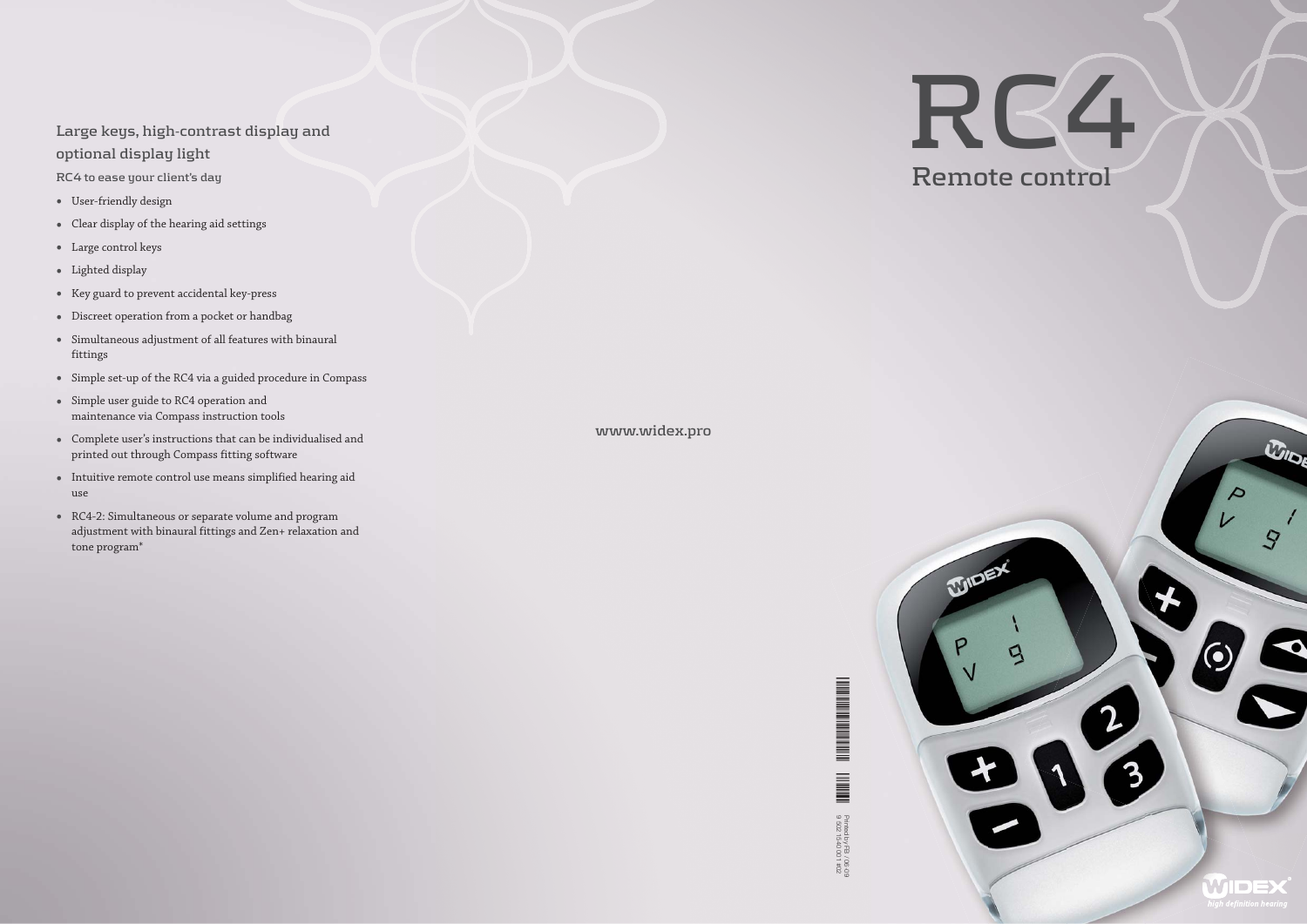# RC4

## Remote control

### Large keys, high-contrast display and optional display light

RC4 to ease your client's day

- User-friendly design
- Clear display of the hearing aid settings
- Large control keys
- Lighted display
- Key guard to prevent accidental key-press
- Discreet operation from a pocket or handbag
- Simultaneous adjustment of all features with binaural fittings
- Simple set-up of the RC4 via a guided procedure in Compass
- Simple user guide to RC4 operation and maintenance via Compass instruction tools
- Complete user's instructions that can be individualised and printed out through Compass fitting software
- Intuitive remote control use means simplified hearing aid use
- RC4-2: Simultaneous or separate volume and program adjustment with binaural fittings and Zen+ relaxation and tone program*

www.widex.pro

Printed by FB / 06-09
9 502 1540 001 #02

WIDEX high definition hearing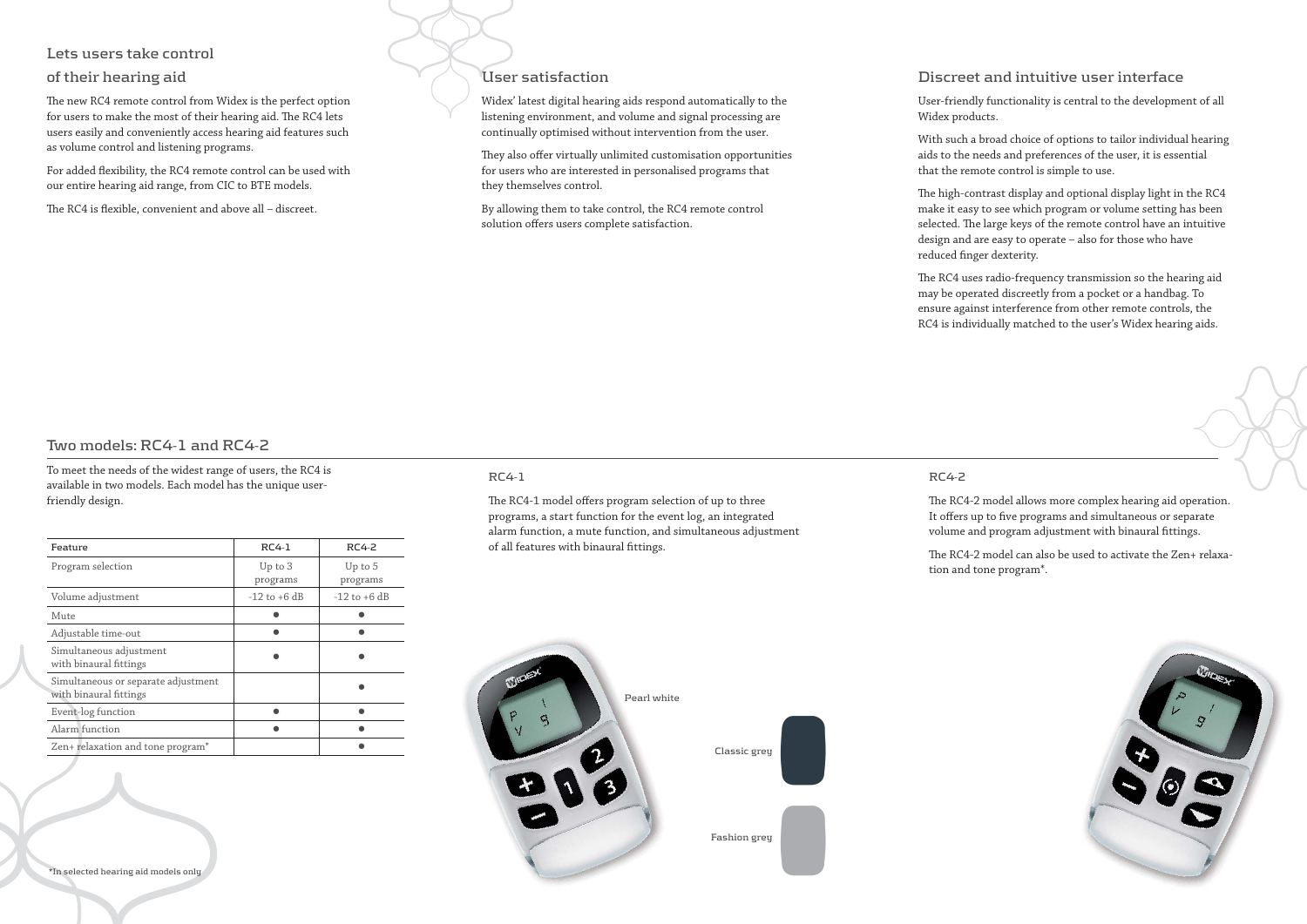## Lets users take control of their hearing aid

The new RC4 remote control from Widex is the perfect option for users to make the most of their hearing aid. The RC4 lets users easily and conveniently access hearing aid features such as volume control and listening programs.

For added flexibility, the RC4 remote control can be used with our entire hearing aid range, from CIC to BTE models.

The RC4 is flexible, convenient and above all – discreet.

## User satisfaction

Widex' latest digital hearing aids respond automatically to the listening environment, and volume and signal processing are continually optimised without intervention from the user.

They also offer virtually unlimited customisation opportunities for users who are interested in personalised programs that they themselves control.

By allowing them to take control, the RC4 remote control solution offers users complete satisfaction.

## Discreet and intuitive user interface

User-friendly functionality is central to the development of all Widex products.

With such a broad choice of options to tailor individual hearing aids to the needs and preferences of the user, it is essential that the remote control is simple to use.

The high-contrast display and optional display light in the RC4 make it easy to see which program or volume setting has been selected. The large keys of the remote control have an intuitive design and are easy to operate – also for those who have reduced finger dexterity.

The RC4 uses radio-frequency transmission so the hearing aid may be operated discreetly from a pocket or a handbag. To ensure against interference from other remote controls, the RC4 is individually matched to the user's Widex hearing aids.

## Two models: RC4-1 and RC4-2

To meet the needs of the widest range of users, the RC4 is available in two models. Each model has the unique user-friendly design.

| Feature | RC4-1 | RC4-2 |
|---|---|---|
| Program selection | Up to 3 programs | Up to 5 programs |
| Volume adjustment | -12 to +6 dB | -12 to +6 dB |
| Mute | ● | ● |
| Adjustable time-out | ● | ● |
| Simultaneous adjustment with binaural fittings | ● | ● |
| Simultaneous or separate adjustment with binaural fittings | | ● |
| Event-log function | ● | ● |
| Alarm function | ● | ● |
| Zen+ relaxation and tone program* | | ● |

### RC4-1

The RC4-1 model offers program selection of up to three programs, a start function for the event log, an integrated alarm function, a mute function, and simultaneous adjustment of all features with binaural fittings.

Pearl white

Classic grey

Fashion grey

### RC4-2

The RC4-2 model allows more complex hearing aid operation. It offers up to five programs and simultaneous or separate volume and program adjustment with binaural fittings.

The RC4-2 model can also be used to activate the Zen+ relaxation and tone program*.

*In selected hearing aid models only